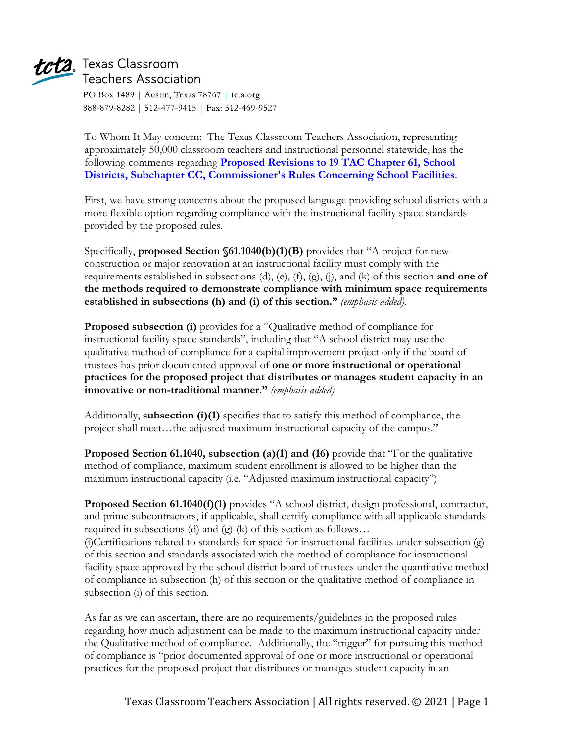Texas Classroom Teachers Association

PO Box 1489 | Austin, Texas 78767 | tcta.org
888-879-8282 | 512-477-9415 | Fax: 512-469-9527

To Whom It May concern: The Texas Classroom Teachers Association, representing approximately 50,000 classroom teachers and instructional personnel statewide, has the following comments regarding **Proposed Revisions to 19 TAC Chapter 61, School Districts, Subchapter CC, Commissioner's Rules Concerning School Facilities**.

First, we have strong concerns about the proposed language providing school districts with a more flexible option regarding compliance with the instructional facility space standards provided by the proposed rules.

Specifically, **proposed Section §61.1040(b)(1)(B)** provides that "A project for new construction or major renovation at an instructional facility must comply with the requirements established in subsections (d), (e), (f), (g), (j), and (k) of this section **and one of the methods required to demonstrate compliance with minimum space requirements established in subsections (h) and (i) of this section."** *(emphasis added).*

**Proposed subsection (i)** provides for a "Qualitative method of compliance for instructional facility space standards", including that "A school district may use the qualitative method of compliance for a capital improvement project only if the board of trustees has prior documented approval of **one or more instructional or operational practices for the proposed project that distributes or manages student capacity in an innovative or non-traditional manner."** *(emphasis added)*

Additionally, **subsection (i)(1)** specifies that to satisfy this method of compliance, the project shall meet…the adjusted maximum instructional capacity of the campus."

**Proposed Section 61.1040, subsection (a)(1) and (16)** provide that "For the qualitative method of compliance, maximum student enrollment is allowed to be higher than the maximum instructional capacity (i.e. "Adjusted maximum instructional capacity")

**Proposed Section 61.1040(f)(1)** provides "A school district, design professional, contractor, and prime subcontractors, if applicable, shall certify compliance with all applicable standards required in subsections (d) and (g)-(k) of this section as follows…
(i)Certifications related to standards for space for instructional facilities under subsection (g) of this section and standards associated with the method of compliance for instructional facility space approved by the school district board of trustees under the quantitative method of compliance in subsection (h) of this section or the qualitative method of compliance in subsection (i) of this section.

As far as we can ascertain, there are no requirements/guidelines in the proposed rules regarding how much adjustment can be made to the maximum instructional capacity under the Qualitative method of compliance. Additionally, the "trigger" for pursuing this method of compliance is "prior documented approval of one or more instructional or operational practices for the proposed project that distributes or manages student capacity in an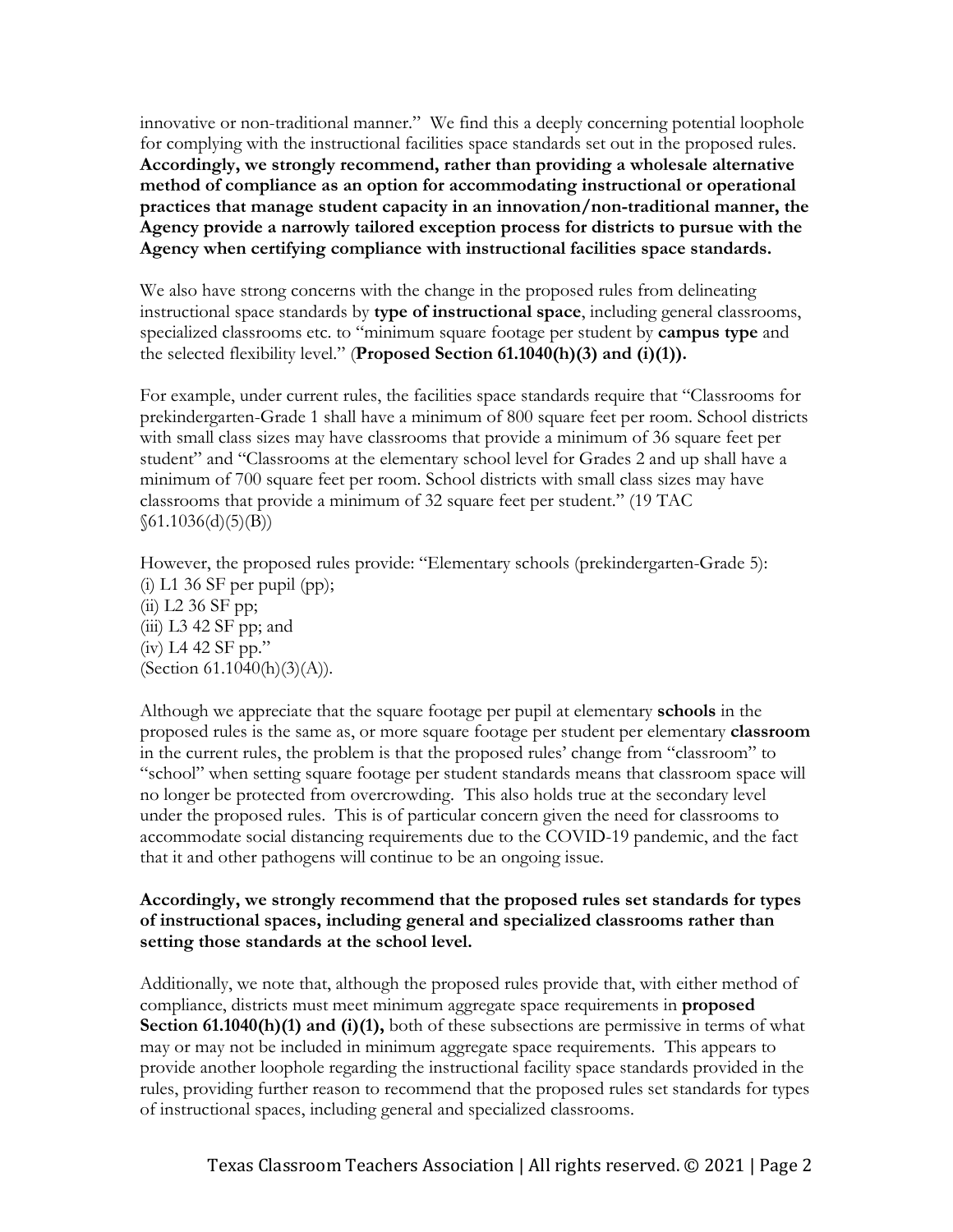innovative or non-traditional manner." We find this a deeply concerning potential loophole for complying with the instructional facilities space standards set out in the proposed rules. **Accordingly, we strongly recommend, rather than providing a wholesale alternative method of compliance as an option for accommodating instructional or operational practices that manage student capacity in an innovation/non-traditional manner, the Agency provide a narrowly tailored exception process for districts to pursue with the Agency when certifying compliance with instructional facilities space standards.**

We also have strong concerns with the change in the proposed rules from delineating instructional space standards by **type of instructional space**, including general classrooms, specialized classrooms etc. to "minimum square footage per student by **campus type** and the selected flexibility level." (**Proposed Section 61.1040(h)(3) and (i)(1)).**

For example, under current rules, the facilities space standards require that "Classrooms for prekindergarten-Grade 1 shall have a minimum of 800 square feet per room. School districts with small class sizes may have classrooms that provide a minimum of 36 square feet per student" and "Classrooms at the elementary school level for Grades 2 and up shall have a minimum of 700 square feet per room. School districts with small class sizes may have classrooms that provide a minimum of 32 square feet per student." (19 TAC §61.1036(d)(5)(B))

However, the proposed rules provide: "Elementary schools (prekindergarten-Grade 5):
(i) L1 36 SF per pupil (pp);
(ii) L2 36 SF pp;
(iii) L3 42 SF pp; and
(iv) L4 42 SF pp."
(Section 61.1040(h)(3)(A)).

Although we appreciate that the square footage per pupil at elementary **schools** in the proposed rules is the same as, or more square footage per student per elementary **classroom** in the current rules, the problem is that the proposed rules' change from "classroom" to "school" when setting square footage per student standards means that classroom space will no longer be protected from overcrowding. This also holds true at the secondary level under the proposed rules. This is of particular concern given the need for classrooms to accommodate social distancing requirements due to the COVID-19 pandemic, and the fact that it and other pathogens will continue to be an ongoing issue.

**Accordingly, we strongly recommend that the proposed rules set standards for types of instructional spaces, including general and specialized classrooms rather than setting those standards at the school level.**

Additionally, we note that, although the proposed rules provide that, with either method of compliance, districts must meet minimum aggregate space requirements in **proposed Section 61.1040(h)(1) and (i)(1),** both of these subsections are permissive in terms of what may or may not be included in minimum aggregate space requirements. This appears to provide another loophole regarding the instructional facility space standards provided in the rules, providing further reason to recommend that the proposed rules set standards for types of instructional spaces, including general and specialized classrooms.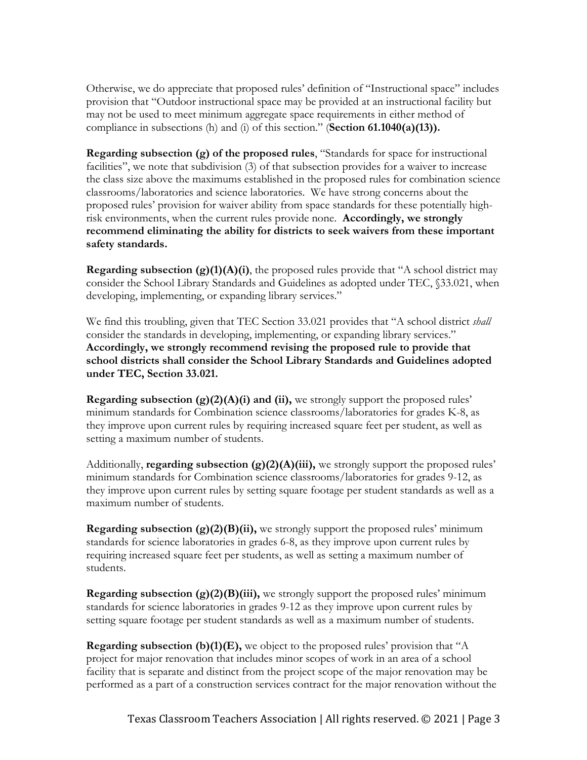Otherwise, we do appreciate that proposed rules' definition of "Instructional space" includes provision that "Outdoor instructional space may be provided at an instructional facility but may not be used to meet minimum aggregate space requirements in either method of compliance in subsections (h) and (i) of this section." (**Section 61.1040(a)(13)).**

**Regarding subsection (g) of the proposed rules**, "Standards for space for instructional facilities", we note that subdivision (3) of that subsection provides for a waiver to increase the class size above the maximums established in the proposed rules for combination science classrooms/laboratories and science laboratories. We have strong concerns about the proposed rules' provision for waiver ability from space standards for these potentially high-risk environments, when the current rules provide none. **Accordingly, we strongly recommend eliminating the ability for districts to seek waivers from these important safety standards.**

**Regarding subsection (g)(1)(A)(i)**, the proposed rules provide that "A school district may consider the School Library Standards and Guidelines as adopted under TEC, §33.021, when developing, implementing, or expanding library services."

We find this troubling, given that TEC Section 33.021 provides that "A school district *shall* consider the standards in developing, implementing, or expanding library services." **Accordingly, we strongly recommend revising the proposed rule to provide that school districts shall consider the School Library Standards and Guidelines adopted under TEC, Section 33.021.**

**Regarding subsection (g)(2)(A)(i) and (ii),** we strongly support the proposed rules' minimum standards for Combination science classrooms/laboratories for grades K-8, as they improve upon current rules by requiring increased square feet per student, as well as setting a maximum number of students.

Additionally, **regarding subsection (g)(2)(A)(iii),** we strongly support the proposed rules' minimum standards for Combination science classrooms/laboratories for grades 9-12, as they improve upon current rules by setting square footage per student standards as well as a maximum number of students.

**Regarding subsection (g)(2)(B)(ii),** we strongly support the proposed rules' minimum standards for science laboratories in grades 6-8, as they improve upon current rules by requiring increased square feet per students, as well as setting a maximum number of students.

**Regarding subsection (g)(2)(B)(iii),** we strongly support the proposed rules' minimum standards for science laboratories in grades 9-12 as they improve upon current rules by setting square footage per student standards as well as a maximum number of students.

**Regarding subsection (b)(1)(E),** we object to the proposed rules' provision that "A project for major renovation that includes minor scopes of work in an area of a school facility that is separate and distinct from the project scope of the major renovation may be performed as a part of a construction services contract for the major renovation without the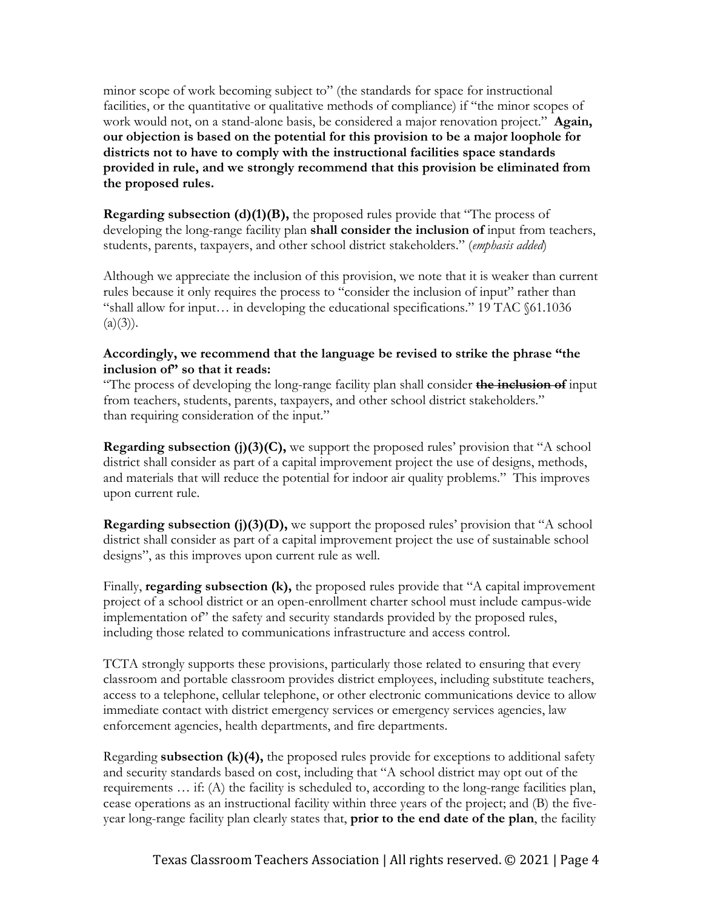minor scope of work becoming subject to" (the standards for space for instructional facilities, or the quantitative or qualitative methods of compliance) if "the minor scopes of work would not, on a stand-alone basis, be considered a major renovation project." **Again, our objection is based on the potential for this provision to be a major loophole for districts not to have to comply with the instructional facilities space standards provided in rule, and we strongly recommend that this provision be eliminated from the proposed rules.**

**Regarding subsection (d)(1)(B),** the proposed rules provide that "The process of developing the long-range facility plan **shall consider the inclusion of** input from teachers, students, parents, taxpayers, and other school district stakeholders." (*emphasis added*)

Although we appreciate the inclusion of this provision, we note that it is weaker than current rules because it only requires the process to "consider the inclusion of input" rather than "shall allow for input… in developing the educational specifications." 19 TAC §61.1036 (a)(3)).

**Accordingly, we recommend that the language be revised to strike the phrase "the inclusion of" so that it reads:**

"The process of developing the long-range facility plan shall consider ~~**the inclusion of**~~ input from teachers, students, parents, taxpayers, and other school district stakeholders." than requiring consideration of the input."

**Regarding subsection (j)(3)(C),** we support the proposed rules' provision that "A school district shall consider as part of a capital improvement project the use of designs, methods, and materials that will reduce the potential for indoor air quality problems." This improves upon current rule.

**Regarding subsection (j)(3)(D),** we support the proposed rules' provision that "A school district shall consider as part of a capital improvement project the use of sustainable school designs", as this improves upon current rule as well.

Finally, **regarding subsection (k),** the proposed rules provide that "A capital improvement project of a school district or an open-enrollment charter school must include campus-wide implementation of" the safety and security standards provided by the proposed rules, including those related to communications infrastructure and access control.

TCTA strongly supports these provisions, particularly those related to ensuring that every classroom and portable classroom provides district employees, including substitute teachers, access to a telephone, cellular telephone, or other electronic communications device to allow immediate contact with district emergency services or emergency services agencies, law enforcement agencies, health departments, and fire departments.

Regarding **subsection (k)(4),** the proposed rules provide for exceptions to additional safety and security standards based on cost, including that "A school district may opt out of the requirements … if: (A) the facility is scheduled to, according to the long-range facilities plan, cease operations as an instructional facility within three years of the project; and (B) the five-year long-range facility plan clearly states that, **prior to the end date of the plan**, the facility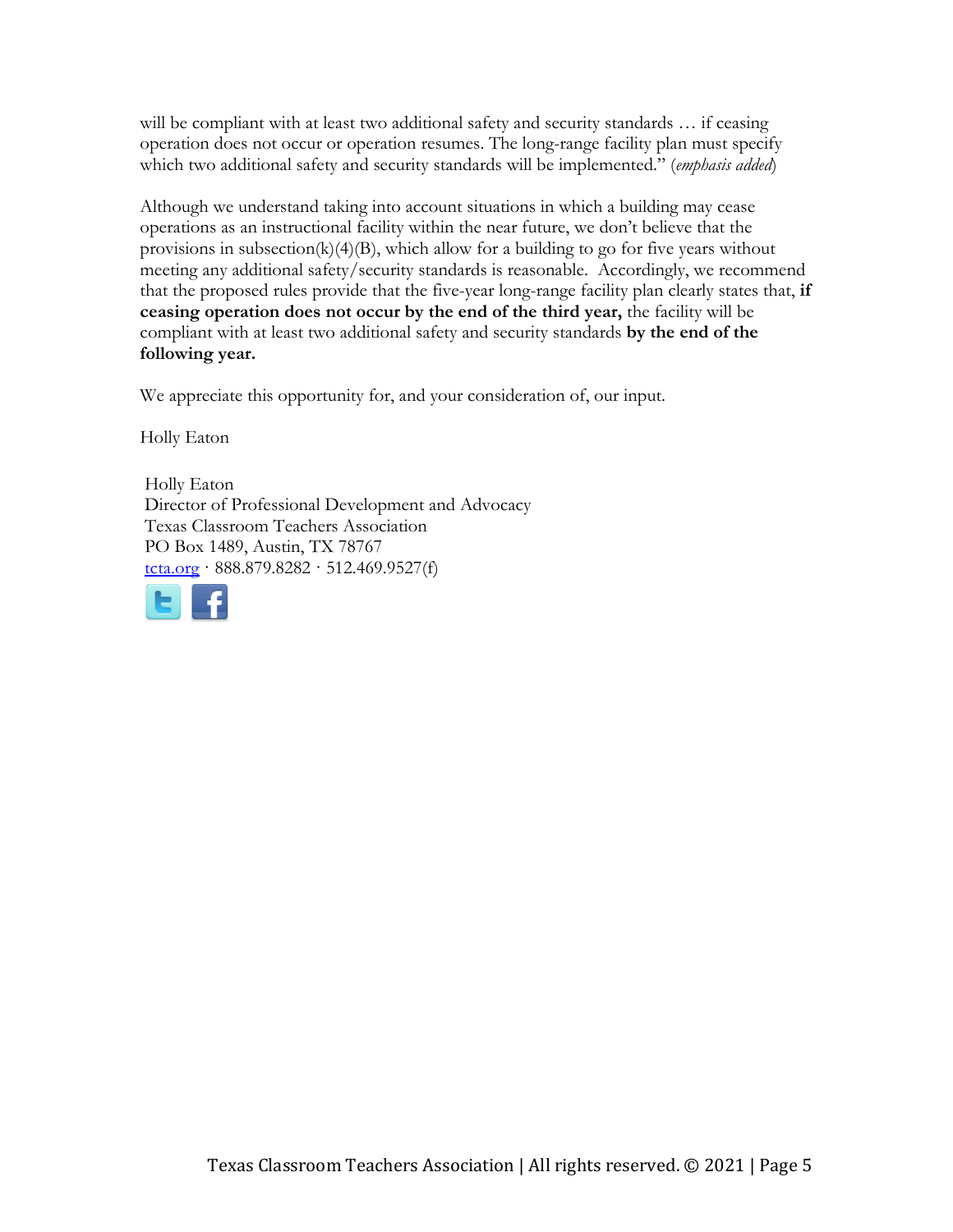will be compliant with at least two additional safety and security standards … if ceasing operation does not occur or operation resumes. The long-range facility plan must specify which two additional safety and security standards will be implemented." (*emphasis added*)

Although we understand taking into account situations in which a building may cease operations as an instructional facility within the near future, we don't believe that the provisions in subsection(k)(4)(B), which allow for a building to go for five years without meeting any additional safety/security standards is reasonable. Accordingly, we recommend that the proposed rules provide that the five-year long-range facility plan clearly states that, **if ceasing operation does not occur by the end of the third year,** the facility will be compliant with at least two additional safety and security standards **by the end of the following year.**

We appreciate this opportunity for, and your consideration of, our input.

Holly Eaton

Holly Eaton
Director of Professional Development and Advocacy
Texas Classroom Teachers Association
PO Box 1489, Austin, TX 78767
tcta.org · 888.879.8282 · 512.469.9527(f)